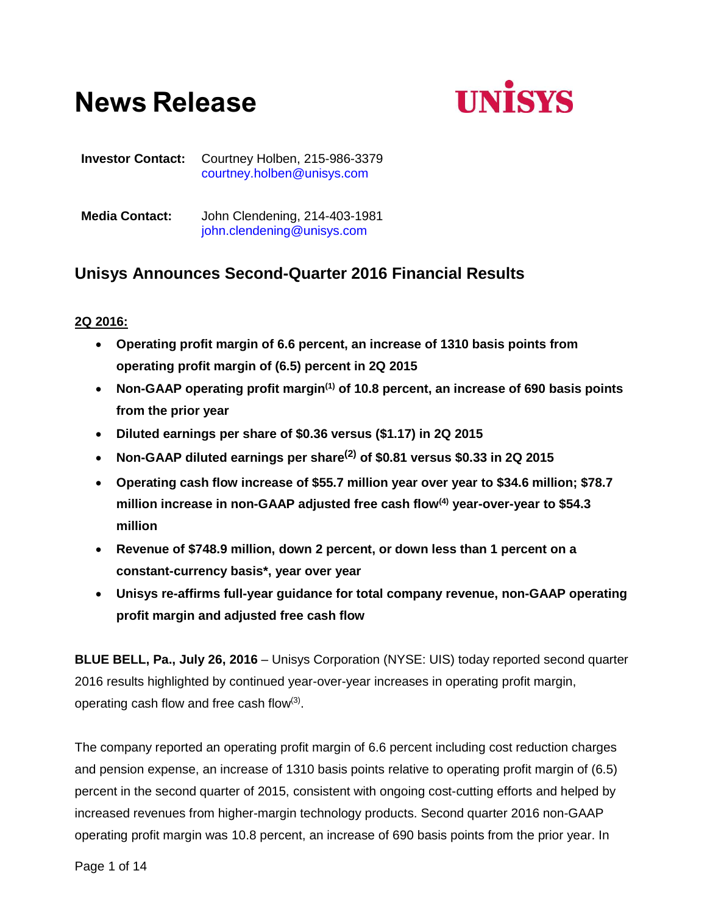# News Release

UNISYS

**Investor Contact:** Courtney Holben, 215-986-3379
courtney.holben@unisys.com

**Media Contact:** John Clendening, 214-403-1981
john.clendening@unisys.com

## Unisys Announces Second-Quarter 2016 Financial Results

**2Q 2016:**

- **Operating profit margin of 6.6 percent, an increase of 1310 basis points from operating profit margin of (6.5) percent in 2Q 2015**
- **Non-GAAP operating profit margin[1] of 10.8 percent, an increase of 690 basis points from the prior year**
- **Diluted earnings per share of $0.36 versus ($1.17) in 2Q 2015**
- **Non-GAAP diluted earnings per share[2] of $0.81 versus $0.33 in 2Q 2015**
- **Operating cash flow increase of $55.7 million year over year to $34.6 million; $78.7 million increase in non-GAAP adjusted free cash flow[4] year-over-year to $54.3 million**
- **Revenue of $748.9 million, down 2 percent, or down less than 1 percent on a constant-currency basis*, year over year**
- **Unisys re-affirms full-year guidance for total company revenue, non-GAAP operating profit margin and adjusted free cash flow**

**BLUE BELL, Pa., July 26, 2016** – Unisys Corporation (NYSE: UIS) today reported second quarter 2016 results highlighted by continued year-over-year increases in operating profit margin, operating cash flow and free cash flow[3].

The company reported an operating profit margin of 6.6 percent including cost reduction charges and pension expense, an increase of 1310 basis points relative to operating profit margin of (6.5) percent in the second quarter of 2015, consistent with ongoing cost-cutting efforts and helped by increased revenues from higher-margin technology products. Second quarter 2016 non-GAAP operating profit margin was 10.8 percent, an increase of 690 basis points from the prior year. In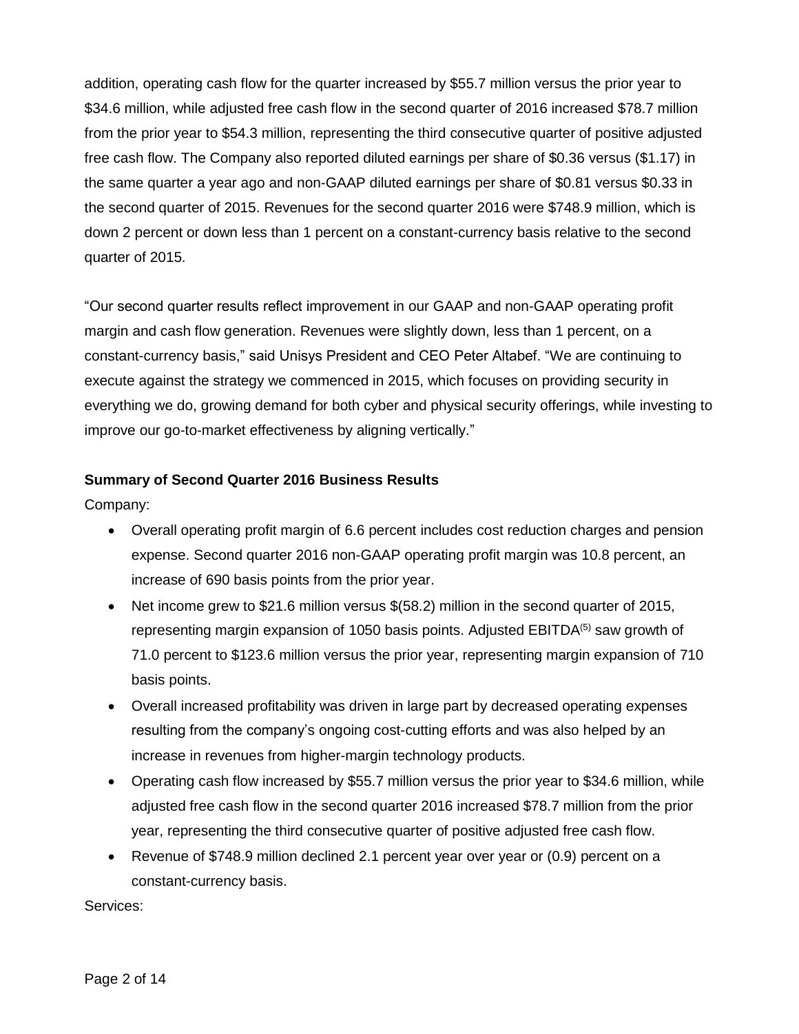addition, operating cash flow for the quarter increased by $55.7 million versus the prior year to $34.6 million, while adjusted free cash flow in the second quarter of 2016 increased $78.7 million from the prior year to $54.3 million, representing the third consecutive quarter of positive adjusted free cash flow. The Company also reported diluted earnings per share of $0.36 versus ($1.17) in the same quarter a year ago and non-GAAP diluted earnings per share of $0.81 versus $0.33 in the second quarter of 2015. Revenues for the second quarter 2016 were $748.9 million, which is down 2 percent or down less than 1 percent on a constant-currency basis relative to the second quarter of 2015.

"Our second quarter results reflect improvement in our GAAP and non-GAAP operating profit margin and cash flow generation. Revenues were slightly down, less than 1 percent, on a constant-currency basis," said Unisys President and CEO Peter Altabef. "We are continuing to execute against the strategy we commenced in 2015, which focuses on providing security in everything we do, growing demand for both cyber and physical security offerings, while investing to improve our go-to-market effectiveness by aligning vertically."

**Summary of Second Quarter 2016 Business Results**

Company:

- Overall operating profit margin of 6.6 percent includes cost reduction charges and pension expense. Second quarter 2016 non-GAAP operating profit margin was 10.8 percent, an increase of 690 basis points from the prior year.
- Net income grew to $21.6 million versus $(58.2) million in the second quarter of 2015, representing margin expansion of 1050 basis points. Adjusted EBITDA(5) saw growth of 71.0 percent to $123.6 million versus the prior year, representing margin expansion of 710 basis points.
- Overall increased profitability was driven in large part by decreased operating expenses resulting from the company's ongoing cost-cutting efforts and was also helped by an increase in revenues from higher-margin technology products.
- Operating cash flow increased by $55.7 million versus the prior year to $34.6 million, while adjusted free cash flow in the second quarter 2016 increased $78.7 million from the prior year, representing the third consecutive quarter of positive adjusted free cash flow.
- Revenue of $748.9 million declined 2.1 percent year over year or (0.9) percent on a constant-currency basis.

Services: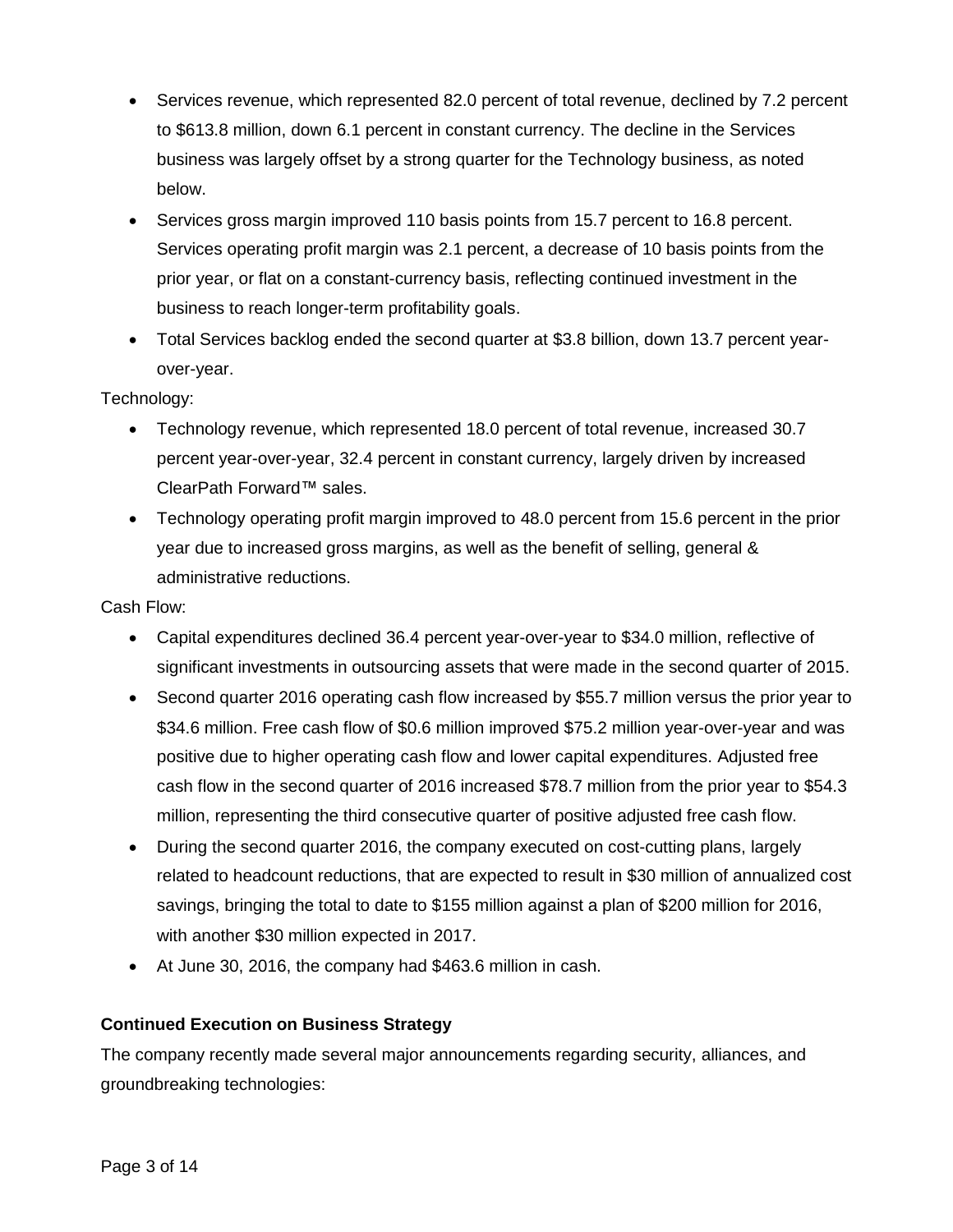- Services revenue, which represented 82.0 percent of total revenue, declined by 7.2 percent to $613.8 million, down 6.1 percent in constant currency. The decline in the Services business was largely offset by a strong quarter for the Technology business, as noted below.
- Services gross margin improved 110 basis points from 15.7 percent to 16.8 percent. Services operating profit margin was 2.1 percent, a decrease of 10 basis points from the prior year, or flat on a constant-currency basis, reflecting continued investment in the business to reach longer-term profitability goals.
- Total Services backlog ended the second quarter at $3.8 billion, down 13.7 percent year-over-year.

Technology:

- Technology revenue, which represented 18.0 percent of total revenue, increased 30.7 percent year-over-year, 32.4 percent in constant currency, largely driven by increased ClearPath Forward™ sales.
- Technology operating profit margin improved to 48.0 percent from 15.6 percent in the prior year due to increased gross margins, as well as the benefit of selling, general & administrative reductions.

Cash Flow:

- Capital expenditures declined 36.4 percent year-over-year to $34.0 million, reflective of significant investments in outsourcing assets that were made in the second quarter of 2015.
- Second quarter 2016 operating cash flow increased by $55.7 million versus the prior year to $34.6 million. Free cash flow of $0.6 million improved $75.2 million year-over-year and was positive due to higher operating cash flow and lower capital expenditures. Adjusted free cash flow in the second quarter of 2016 increased $78.7 million from the prior year to $54.3 million, representing the third consecutive quarter of positive adjusted free cash flow.
- During the second quarter 2016, the company executed on cost-cutting plans, largely related to headcount reductions, that are expected to result in $30 million of annualized cost savings, bringing the total to date to $155 million against a plan of $200 million for 2016, with another $30 million expected in 2017.
- At June 30, 2016, the company had $463.6 million in cash.

**Continued Execution on Business Strategy**

The company recently made several major announcements regarding security, alliances, and groundbreaking technologies: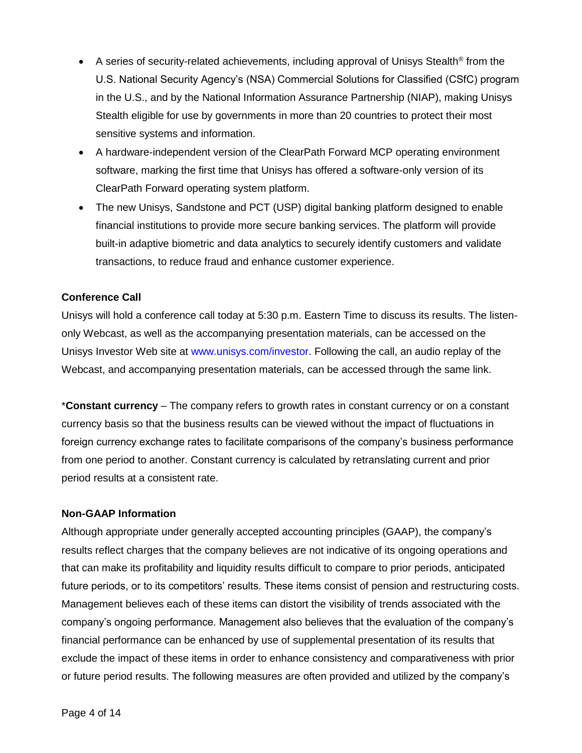- A series of security-related achievements, including approval of Unisys Stealth® from the U.S. National Security Agency's (NSA) Commercial Solutions for Classified (CSfC) program in the U.S., and by the National Information Assurance Partnership (NIAP), making Unisys Stealth eligible for use by governments in more than 20 countries to protect their most sensitive systems and information.
- A hardware-independent version of the ClearPath Forward MCP operating environment software, marking the first time that Unisys has offered a software-only version of its ClearPath Forward operating system platform.
- The new Unisys, Sandstone and PCT (USP) digital banking platform designed to enable financial institutions to provide more secure banking services. The platform will provide built-in adaptive biometric and data analytics to securely identify customers and validate transactions, to reduce fraud and enhance customer experience.

**Conference Call**

Unisys will hold a conference call today at 5:30 p.m. Eastern Time to discuss its results. The listen-only Webcast, as well as the accompanying presentation materials, can be accessed on the Unisys Investor Web site at www.unisys.com/investor. Following the call, an audio replay of the Webcast, and accompanying presentation materials, can be accessed through the same link.

*__Constant currency__ – The company refers to growth rates in constant currency or on a constant currency basis so that the business results can be viewed without the impact of fluctuations in foreign currency exchange rates to facilitate comparisons of the company's business performance from one period to another. Constant currency is calculated by retranslating current and prior period results at a consistent rate.

**Non-GAAP Information**

Although appropriate under generally accepted accounting principles (GAAP), the company's results reflect charges that the company believes are not indicative of its ongoing operations and that can make its profitability and liquidity results difficult to compare to prior periods, anticipated future periods, or to its competitors' results. These items consist of pension and restructuring costs. Management believes each of these items can distort the visibility of trends associated with the company's ongoing performance. Management also believes that the evaluation of the company's financial performance can be enhanced by use of supplemental presentation of its results that exclude the impact of these items in order to enhance consistency and comparativeness with prior or future period results. The following measures are often provided and utilized by the company's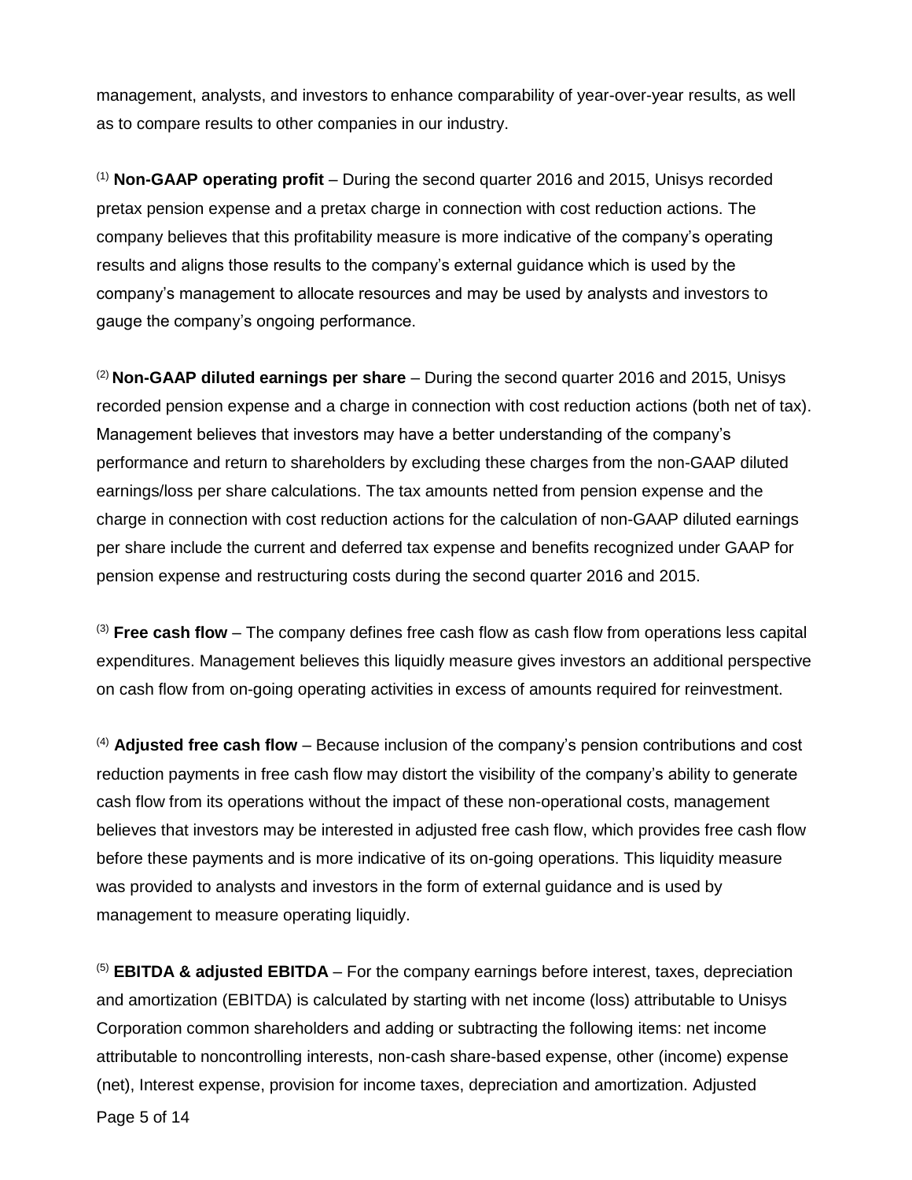management, analysts, and investors to enhance comparability of year-over-year results, as well as to compare results to other companies in our industry.

[1] **Non-GAAP operating profit** – During the second quarter 2016 and 2015, Unisys recorded pretax pension expense and a pretax charge in connection with cost reduction actions. The company believes that this profitability measure is more indicative of the company's operating results and aligns those results to the company's external guidance which is used by the company's management to allocate resources and may be used by analysts and investors to gauge the company's ongoing performance.

[2] **Non-GAAP diluted earnings per share** – During the second quarter 2016 and 2015, Unisys recorded pension expense and a charge in connection with cost reduction actions (both net of tax). Management believes that investors may have a better understanding of the company's performance and return to shareholders by excluding these charges from the non-GAAP diluted earnings/loss per share calculations. The tax amounts netted from pension expense and the charge in connection with cost reduction actions for the calculation of non-GAAP diluted earnings per share include the current and deferred tax expense and benefits recognized under GAAP for pension expense and restructuring costs during the second quarter 2016 and 2015.

[3] **Free cash flow** – The company defines free cash flow as cash flow from operations less capital expenditures. Management believes this liquidly measure gives investors an additional perspective on cash flow from on-going operating activities in excess of amounts required for reinvestment.

[4] **Adjusted free cash flow** – Because inclusion of the company's pension contributions and cost reduction payments in free cash flow may distort the visibility of the company's ability to generate cash flow from its operations without the impact of these non-operational costs, management believes that investors may be interested in adjusted free cash flow, which provides free cash flow before these payments and is more indicative of its on-going operations. This liquidity measure was provided to analysts and investors in the form of external guidance and is used by management to measure operating liquidly.

[5] **EBITDA & adjusted EBITDA** – For the company earnings before interest, taxes, depreciation and amortization (EBITDA) is calculated by starting with net income (loss) attributable to Unisys Corporation common shareholders and adding or subtracting the following items: net income attributable to noncontrolling interests, non-cash share-based expense, other (income) expense (net), Interest expense, provision for income taxes, depreciation and amortization. Adjusted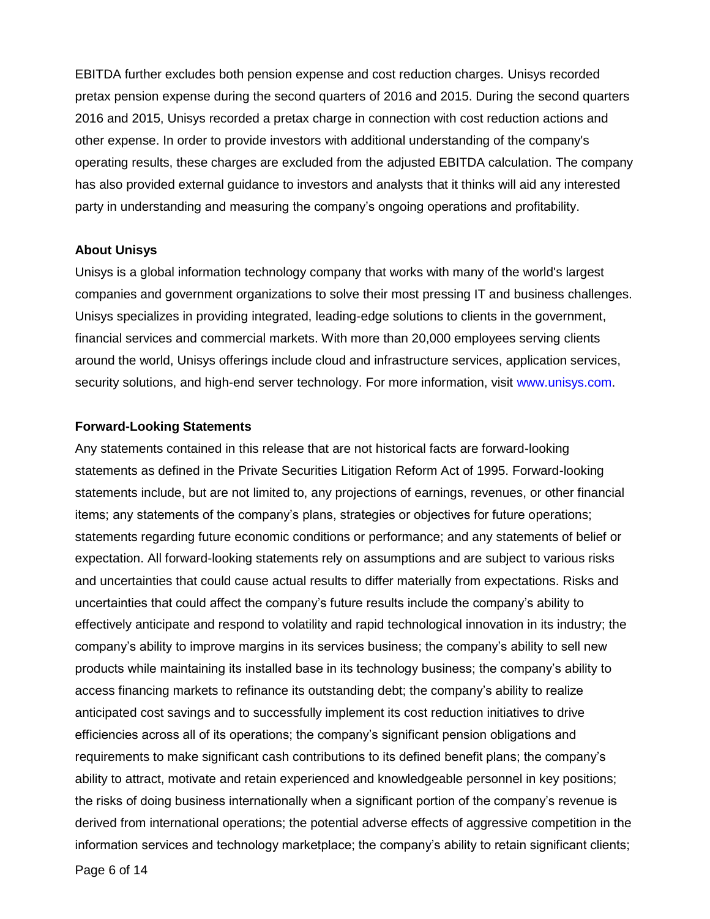EBITDA further excludes both pension expense and cost reduction charges. Unisys recorded pretax pension expense during the second quarters of 2016 and 2015. During the second quarters 2016 and 2015, Unisys recorded a pretax charge in connection with cost reduction actions and other expense. In order to provide investors with additional understanding of the company's operating results, these charges are excluded from the adjusted EBITDA calculation. The company has also provided external guidance to investors and analysts that it thinks will aid any interested party in understanding and measuring the company's ongoing operations and profitability.

**About Unisys**

Unisys is a global information technology company that works with many of the world's largest companies and government organizations to solve their most pressing IT and business challenges. Unisys specializes in providing integrated, leading-edge solutions to clients in the government, financial services and commercial markets. With more than 20,000 employees serving clients around the world, Unisys offerings include cloud and infrastructure services, application services, security solutions, and high-end server technology. For more information, visit www.unisys.com.

**Forward-Looking Statements**

Any statements contained in this release that are not historical facts are forward-looking statements as defined in the Private Securities Litigation Reform Act of 1995. Forward-looking statements include, but are not limited to, any projections of earnings, revenues, or other financial items; any statements of the company's plans, strategies or objectives for future operations; statements regarding future economic conditions or performance; and any statements of belief or expectation. All forward-looking statements rely on assumptions and are subject to various risks and uncertainties that could cause actual results to differ materially from expectations. Risks and uncertainties that could affect the company's future results include the company's ability to effectively anticipate and respond to volatility and rapid technological innovation in its industry; the company's ability to improve margins in its services business; the company's ability to sell new products while maintaining its installed base in its technology business; the company's ability to access financing markets to refinance its outstanding debt; the company's ability to realize anticipated cost savings and to successfully implement its cost reduction initiatives to drive efficiencies across all of its operations; the company's significant pension obligations and requirements to make significant cash contributions to its defined benefit plans; the company's ability to attract, motivate and retain experienced and knowledgeable personnel in key positions; the risks of doing business internationally when a significant portion of the company's revenue is derived from international operations; the potential adverse effects of aggressive competition in the information services and technology marketplace; the company's ability to retain significant clients;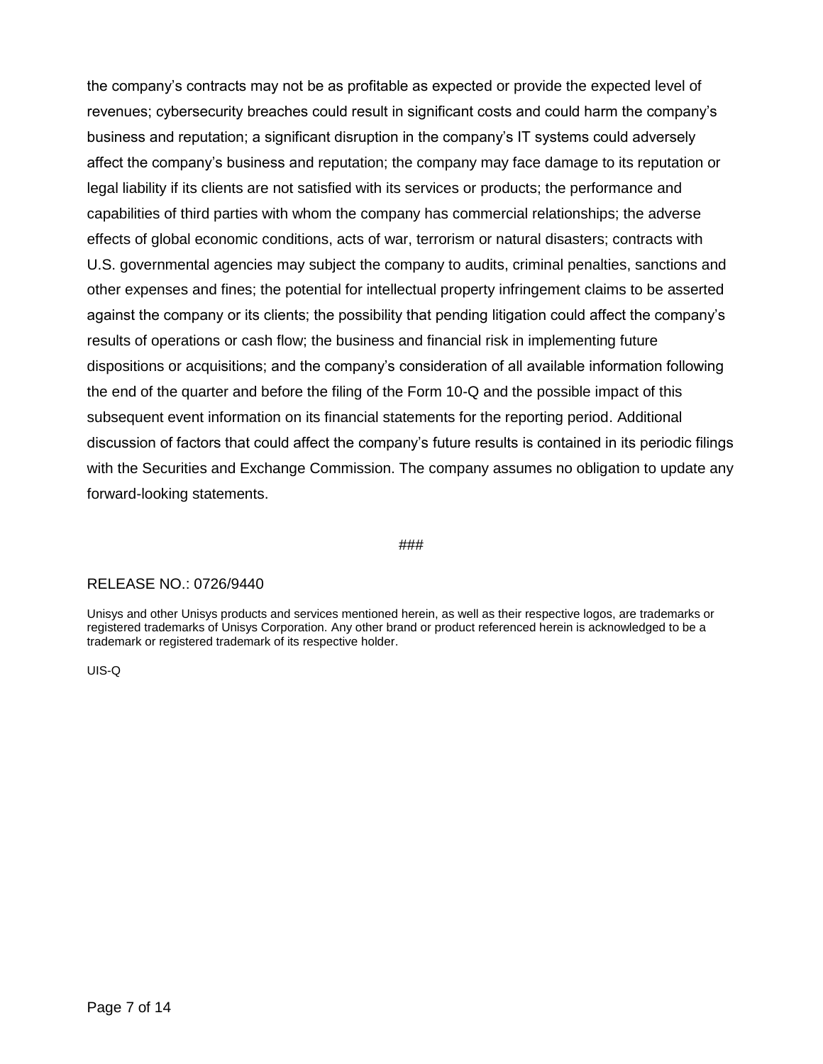the company's contracts may not be as profitable as expected or provide the expected level of revenues; cybersecurity breaches could result in significant costs and could harm the company's business and reputation; a significant disruption in the company's IT systems could adversely affect the company's business and reputation; the company may face damage to its reputation or legal liability if its clients are not satisfied with its services or products; the performance and capabilities of third parties with whom the company has commercial relationships; the adverse effects of global economic conditions, acts of war, terrorism or natural disasters; contracts with U.S. governmental agencies may subject the company to audits, criminal penalties, sanctions and other expenses and fines; the potential for intellectual property infringement claims to be asserted against the company or its clients; the possibility that pending litigation could affect the company's results of operations or cash flow; the business and financial risk in implementing future dispositions or acquisitions; and the company's consideration of all available information following the end of the quarter and before the filing of the Form 10-Q and the possible impact of this subsequent event information on its financial statements for the reporting period. Additional discussion of factors that could affect the company's future results is contained in its periodic filings with the Securities and Exchange Commission. The company assumes no obligation to update any forward-looking statements.

###

RELEASE NO.: 0726/9440

Unisys and other Unisys products and services mentioned herein, as well as their respective logos, are trademarks or registered trademarks of Unisys Corporation. Any other brand or product referenced herein is acknowledged to be a trademark or registered trademark of its respective holder.

UIS-Q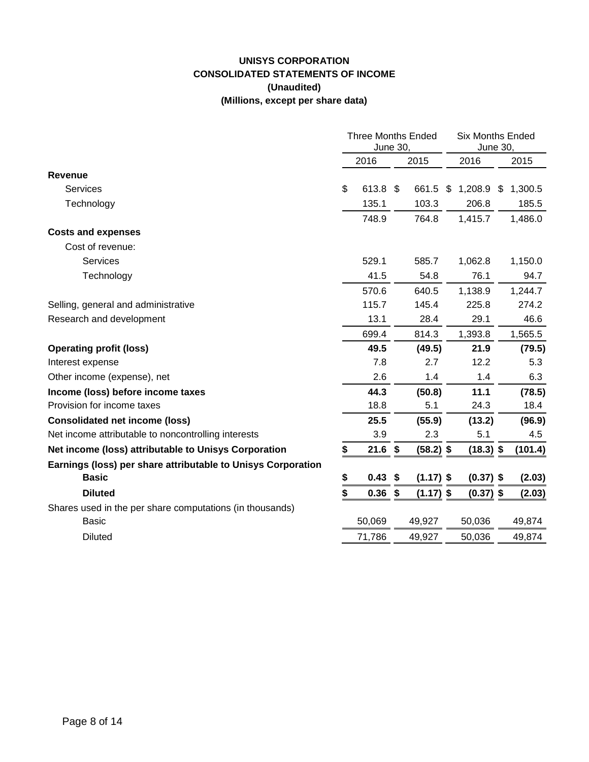**UNISYS CORPORATION**
**CONSOLIDATED STATEMENTS OF INCOME**
**(Unaudited)**
**(Millions, except per share data)**

| | Three Months Ended June 30, | | Six Months Ended June 30, | |
|---|---|---|---|---|
| | 2016 | 2015 | 2016 | 2015 |
| **Revenue** | | | | |
| Services | $ 613.8 | $ 661.5 | $ 1,208.9 | $ 1,300.5 |
| Technology | 135.1 | 103.3 | 206.8 | 185.5 |
| | 748.9 | 764.8 | 1,415.7 | 1,486.0 |
| **Costs and expenses** | | | | |
| Cost of revenue: | | | | |
| Services | 529.1 | 585.7 | 1,062.8 | 1,150.0 |
| Technology | 41.5 | 54.8 | 76.1 | 94.7 |
| | 570.6 | 640.5 | 1,138.9 | 1,244.7 |
| Selling, general and administrative | 115.7 | 145.4 | 225.8 | 274.2 |
| Research and development | 13.1 | 28.4 | 29.1 | 46.6 |
| | 699.4 | 814.3 | 1,393.8 | 1,565.5 |
| **Operating profit (loss)** | **49.5** | **(49.5)** | **21.9** | **(79.5)** |
| Interest expense | 7.8 | 2.7 | 12.2 | 5.3 |
| Other income (expense), net | 2.6 | 1.4 | 1.4 | 6.3 |
| **Income (loss) before income taxes** | **44.3** | **(50.8)** | **11.1** | **(78.5)** |
| Provision for income taxes | 18.8 | 5.1 | 24.3 | 18.4 |
| **Consolidated net income (loss)** | **25.5** | **(55.9)** | **(13.2)** | **(96.9)** |
| Net income attributable to noncontrolling interests | 3.9 | 2.3 | 5.1 | 4.5 |
| **Net income (loss) attributable to Unisys Corporation** | **$ 21.6** | **$ (58.2)** | **$ (18.3)** | **$ (101.4)** |
| **Earnings (loss) per share attributable to Unisys Corporation** | | | | |
| **Basic** | **$ 0.43** | **$ (1.17)** | **$ (0.37)** | **$ (2.03)** |
| **Diluted** | **$ 0.36** | **$ (1.17)** | **$ (0.37)** | **$ (2.03)** |
| Shares used in the per share computations (in thousands) | | | | |
| Basic | 50,069 | 49,927 | 50,036 | 49,874 |
| Diluted | 71,786 | 49,927 | 50,036 | 49,874 |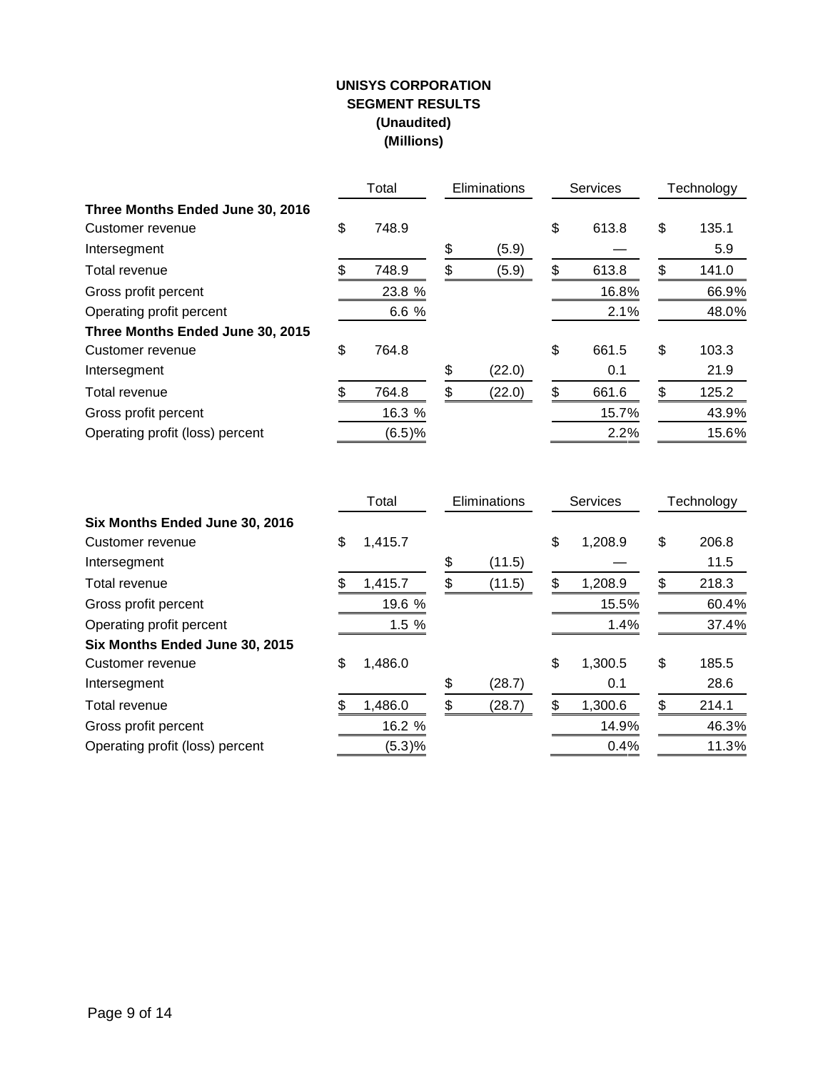**UNISYS CORPORATION**
**SEGMENT RESULTS**
**(Unaudited)**
**(Millions)**

| | Total | Eliminations | Services | Technology |
|---|---|---|---|---|
| **Three Months Ended June 30, 2016** | | | | |
| Customer revenue | $ 748.9 | | $ 613.8 | $ 135.1 |
| Intersegment | | $ (5.9) | — | 5.9 |
| Total revenue | $ 748.9 | $ (5.9) | $ 613.8 | $ 141.0 |
| Gross profit percent | 23.8 % | | 16.8% | 66.9% |
| Operating profit percent | 6.6 % | | 2.1% | 48.0% |
| **Three Months Ended June 30, 2015** | | | | |
| Customer revenue | $ 764.8 | | $ 661.5 | $ 103.3 |
| Intersegment | | $ (22.0) | 0.1 | 21.9 |
| Total revenue | $ 764.8 | $ (22.0) | $ 661.6 | $ 125.2 |
| Gross profit percent | 16.3 % | | 15.7% | 43.9% |
| Operating profit (loss) percent | (6.5)% | | 2.2% | 15.6% |

| | Total | Eliminations | Services | Technology |
|---|---|---|---|---|
| **Six Months Ended June 30, 2016** | | | | |
| Customer revenue | $ 1,415.7 | | $ 1,208.9 | $ 206.8 |
| Intersegment | | $ (11.5) | — | 11.5 |
| Total revenue | $ 1,415.7 | $ (11.5) | $ 1,208.9 | $ 218.3 |
| Gross profit percent | 19.6 % | | 15.5% | 60.4% |
| Operating profit percent | 1.5 % | | 1.4% | 37.4% |
| **Six Months Ended June 30, 2015** | | | | |
| Customer revenue | $ 1,486.0 | | $ 1,300.5 | $ 185.5 |
| Intersegment | | $ (28.7) | 0.1 | 28.6 |
| Total revenue | $ 1,486.0 | $ (28.7) | $ 1,300.6 | $ 214.1 |
| Gross profit percent | 16.2 % | | 14.9% | 46.3% |
| Operating profit (loss) percent | (5.3)% | | 0.4% | 11.3% |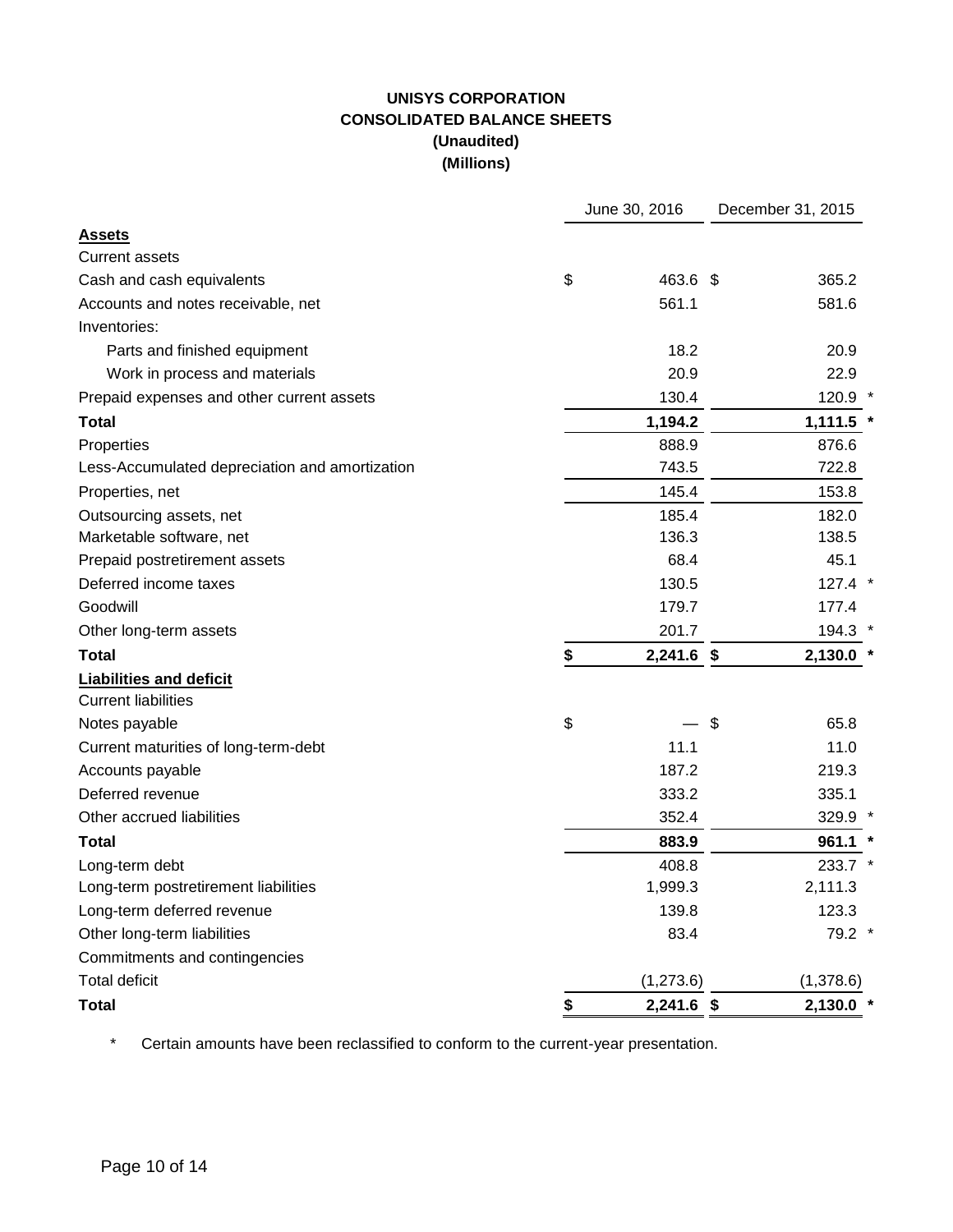# UNISYS CORPORATION
## CONSOLIDATED BALANCE SHEETS
### (Unaudited)
### (Millions)

| | June 30, 2016 | December 31, 2015 |
|---|---|---|
| **Assets** | | |
| Current assets | | |
| Cash and cash equivalents | $ 463.6 | $ 365.2 |
| Accounts and notes receivable, net | 561.1 | 581.6 |
| Inventories: | | |
| Parts and finished equipment | 18.2 | 20.9 |
| Work in process and materials | 20.9 | 22.9 |
| Prepaid expenses and other current assets | 130.4 | 120.9 * |
| **Total** | **1,194.2** | **1,111.5 *** |
| Properties | 888.9 | 876.6 |
| Less-Accumulated depreciation and amortization | 743.5 | 722.8 |
| Properties, net | 145.4 | 153.8 |
| Outsourcing assets, net | 185.4 | 182.0 |
| Marketable software, net | 136.3 | 138.5 |
| Prepaid postretirement assets | 68.4 | 45.1 |
| Deferred income taxes | 130.5 | 127.4 * |
| Goodwill | 179.7 | 177.4 |
| Other long-term assets | 201.7 | 194.3 * |
| **Total** | **$ 2,241.6** | **$ 2,130.0 *** |
| **Liabilities and deficit** | | |
| Current liabilities | | |
| Notes payable | $ — | $ 65.8 |
| Current maturities of long-term-debt | 11.1 | 11.0 |
| Accounts payable | 187.2 | 219.3 |
| Deferred revenue | 333.2 | 335.1 |
| Other accrued liabilities | 352.4 | 329.9 * |
| **Total** | **883.9** | **961.1 *** |
| Long-term debt | 408.8 | 233.7 * |
| Long-term postretirement liabilities | 1,999.3 | 2,111.3 |
| Long-term deferred revenue | 139.8 | 123.3 |
| Other long-term liabilities | 83.4 | 79.2 * |
| Commitments and contingencies | | |
| Total deficit | (1,273.6) | (1,378.6) |
| **Total** | **$ 2,241.6** | **$ 2,130.0 *** |

\* Certain amounts have been reclassified to conform to the current-year presentation.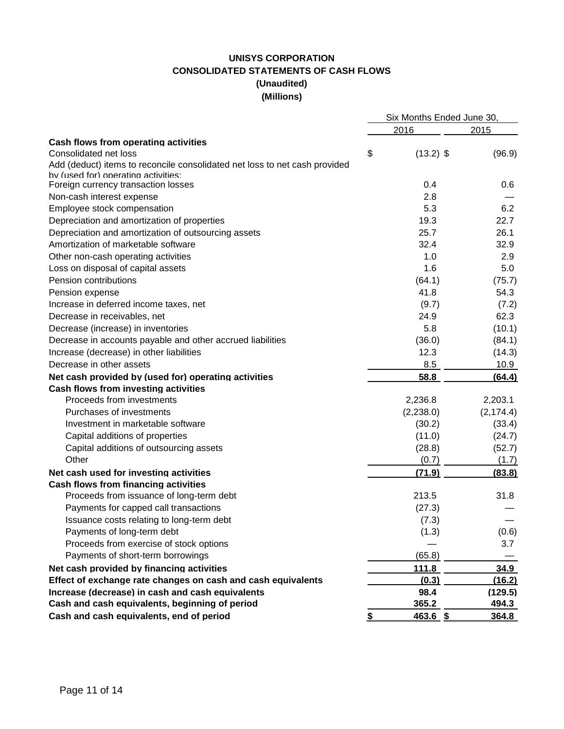# UNISYS CORPORATION
## CONSOLIDATED STATEMENTS OF CASH FLOWS
### (Unaudited)
### (Millions)

| | Six Months Ended June 30, | |
|---|---|---|
| | 2016 | 2015 |
| **Cash flows from operating activities** | | |
| Consolidated net loss | $ (13.2) | $ (96.9) |
| Add (deduct) items to reconcile consolidated net loss to net cash provided by (used for) operating activities: | | |
| Foreign currency transaction losses | 0.4 | 0.6 |
| Non-cash interest expense | 2.8 | — |
| Employee stock compensation | 5.3 | 6.2 |
| Depreciation and amortization of properties | 19.3 | 22.7 |
| Depreciation and amortization of outsourcing assets | 25.7 | 26.1 |
| Amortization of marketable software | 32.4 | 32.9 |
| Other non-cash operating activities | 1.0 | 2.9 |
| Loss on disposal of capital assets | 1.6 | 5.0 |
| Pension contributions | (64.1) | (75.7) |
| Pension expense | 41.8 | 54.3 |
| Increase in deferred income taxes, net | (9.7) | (7.2) |
| Decrease in receivables, net | 24.9 | 62.3 |
| Decrease (increase) in inventories | 5.8 | (10.1) |
| Decrease in accounts payable and other accrued liabilities | (36.0) | (84.1) |
| Increase (decrease) in other liabilities | 12.3 | (14.3) |
| Decrease in other assets | 8.5 | 10.9 |
| **Net cash provided by (used for) operating activities** | **58.8** | **(64.4)** |
| **Cash flows from investing activities** | | |
| Proceeds from investments | 2,236.8 | 2,203.1 |
| Purchases of investments | (2,238.0) | (2,174.4) |
| Investment in marketable software | (30.2) | (33.4) |
| Capital additions of properties | (11.0) | (24.7) |
| Capital additions of outsourcing assets | (28.8) | (52.7) |
| Other | (0.7) | (1.7) |
| **Net cash used for investing activities** | **(71.9)** | **(83.8)** |
| **Cash flows from financing activities** | | |
| Proceeds from issuance of long-term debt | 213.5 | 31.8 |
| Payments for capped call transactions | (27.3) | — |
| Issuance costs relating to long-term debt | (7.3) | — |
| Payments of long-term debt | (1.3) | (0.6) |
| Proceeds from exercise of stock options | — | 3.7 |
| Payments of short-term borrowings | (65.8) | — |
| **Net cash provided by financing activities** | **111.8** | **34.9** |
| **Effect of exchange rate changes on cash and cash equivalents** | **(0.3)** | **(16.2)** |
| **Increase (decrease) in cash and cash equivalents** | **98.4** | **(129.5)** |
| **Cash and cash equivalents, beginning of period** | **365.2** | **494.3** |
| **Cash and cash equivalents, end of period** | **$ 463.6** | **$ 364.8** |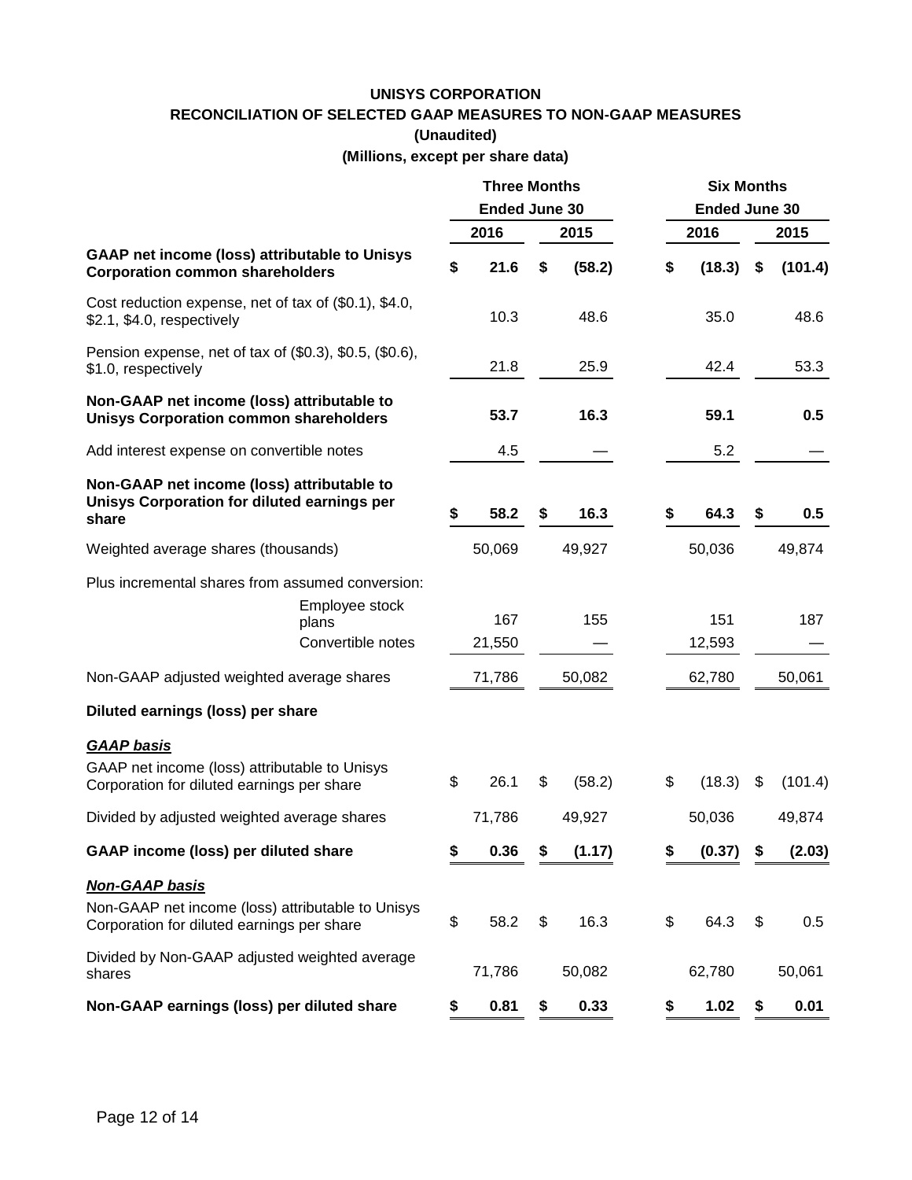**UNISYS CORPORATION**

**RECONCILIATION OF SELECTED GAAP MEASURES TO NON-GAAP MEASURES**

**(Unaudited)**

**(Millions, except per share data)**

| | Three Months Ended June 30 | | Six Months Ended June 30 | |
|---|---|---|---|---|
| | **2016** | **2015** | **2016** | **2015** |
| **GAAP net income (loss) attributable to Unisys Corporation common shareholders** | **$ 21.6** | **$ (58.2)** | **$ (18.3)** | **$ (101.4)** |
| Cost reduction expense, net of tax of ($0.1), $4.0, $2.1, $4.0, respectively | 10.3 | 48.6 | 35.0 | 48.6 |
| Pension expense, net of tax of ($0.3), $0.5, ($0.6), $1.0, respectively | 21.8 | 25.9 | 42.4 | 53.3 |
| **Non-GAAP net income (loss) attributable to Unisys Corporation common shareholders** | **53.7** | **16.3** | **59.1** | **0.5** |
| Add interest expense on convertible notes | 4.5 | — | 5.2 | — |
| **Non-GAAP net income (loss) attributable to Unisys Corporation for diluted earnings per share** | **$ 58.2** | **$ 16.3** | **$ 64.3** | **$ 0.5** |
| Weighted average shares (thousands) | 50,069 | 49,927 | 50,036 | 49,874 |
| Plus incremental shares from assumed conversion: | | | | |
| Employee stock plans | 167 | 155 | 151 | 187 |
| Convertible notes | 21,550 | — | 12,593 | — |
| Non-GAAP adjusted weighted average shares | 71,786 | 50,082 | 62,780 | 50,061 |
| **Diluted earnings (loss) per share** | | | | |
| ***GAAP basis*** | | | | |
| GAAP net income (loss) attributable to Unisys Corporation for diluted earnings per share | $ 26.1 | $ (58.2) | $ (18.3) | $ (101.4) |
| Divided by adjusted weighted average shares | 71,786 | 49,927 | 50,036 | 49,874 |
| **GAAP income (loss) per diluted share** | **$ 0.36** | **$ (1.17)** | **$ (0.37)** | **$ (2.03)** |
| ***Non-GAAP basis*** | | | | |
| Non-GAAP net income (loss) attributable to Unisys Corporation for diluted earnings per share | $ 58.2 | $ 16.3 | $ 64.3 | $ 0.5 |
| Divided by Non-GAAP adjusted weighted average shares | 71,786 | 50,082 | 62,780 | 50,061 |
| **Non-GAAP earnings (loss) per diluted share** | **$ 0.81** | **$ 0.33** | **$ 1.02** | **$ 0.01** |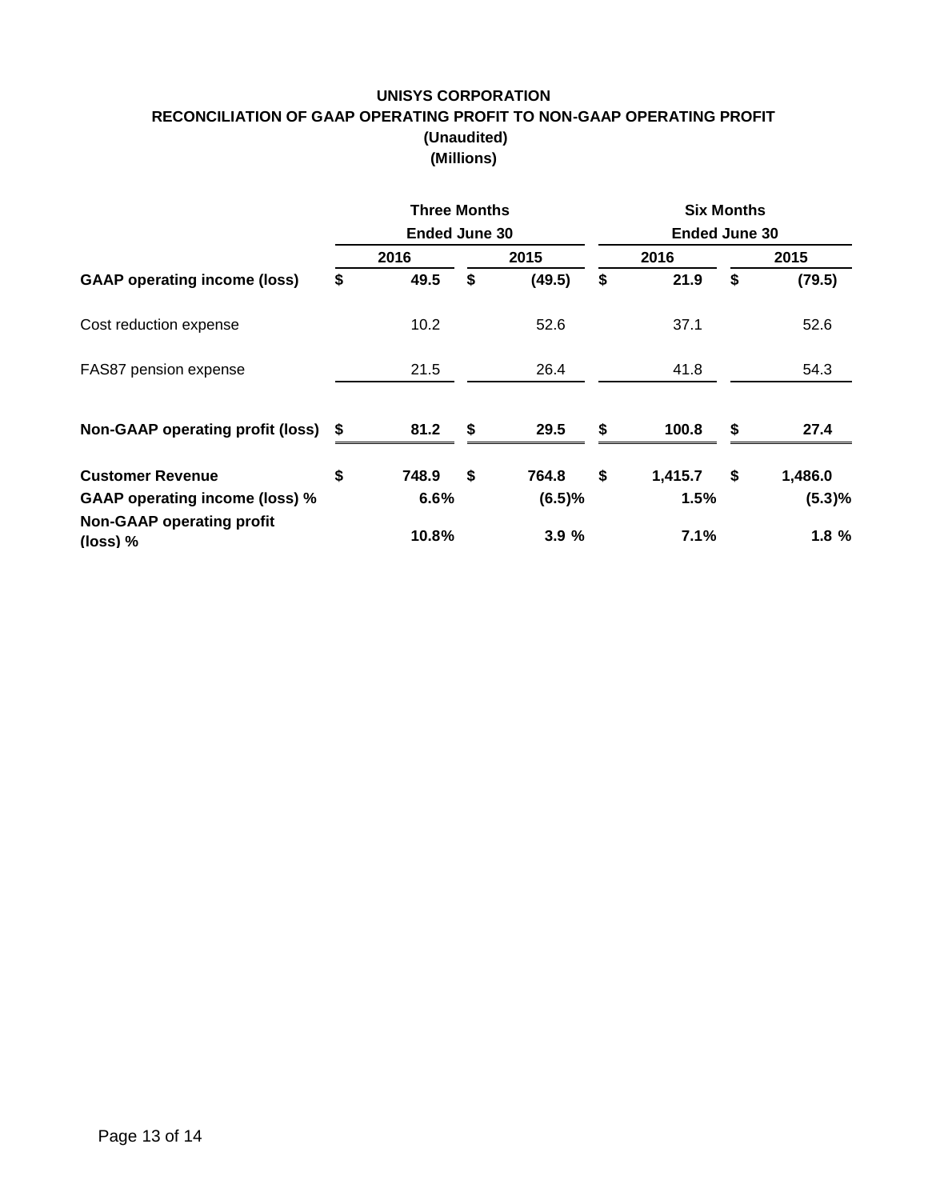# UNISYS CORPORATION

## RECONCILIATION OF GAAP OPERATING PROFIT TO NON-GAAP OPERATING PROFIT

**(Unaudited)**
**(Millions)**

| | Three Months Ended June 30 | | Six Months Ended June 30 | |
|---|---|---|---|---|
| | 2016 | 2015 | 2016 | 2015 |
| **GAAP operating income (loss)** | **$ 49.5** | **$ (49.5)** | **$ 21.9** | **$ (79.5)** |
| Cost reduction expense | 10.2 | 52.6 | 37.1 | 52.6 |
| FAS87 pension expense | 21.5 | 26.4 | 41.8 | 54.3 |
| **Non-GAAP operating profit (loss)** | **$ 81.2** | **$ 29.5** | **$ 100.8** | **$ 27.4** |
| **Customer Revenue** | **$ 748.9** | **$ 764.8** | **$ 1,415.7** | **$ 1,486.0** |
| **GAAP operating income (loss) %** | **6.6%** | **(6.5)%** | **1.5%** | **(5.3)%** |
| **Non-GAAP operating profit (loss) %** | **10.8%** | **3.9 %** | **7.1%** | **1.8 %** |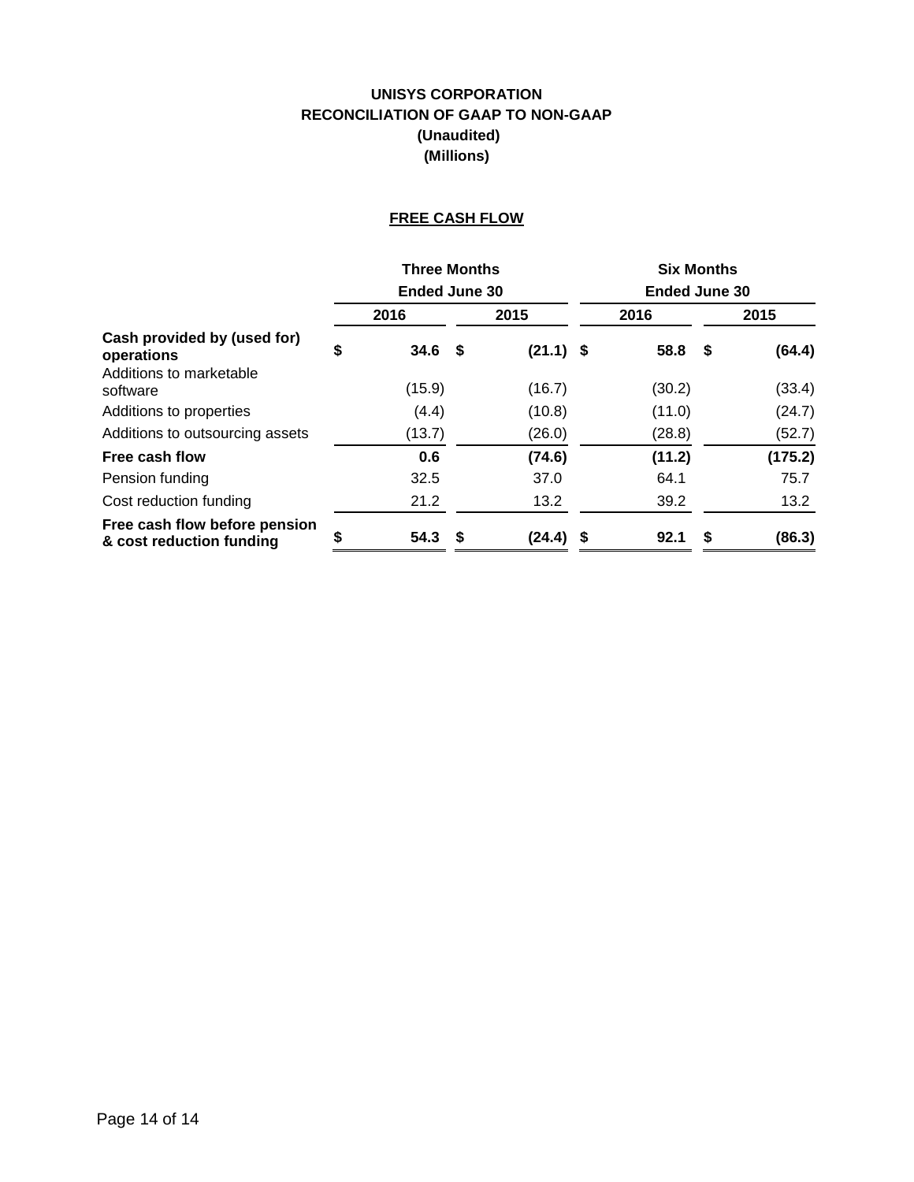**UNISYS CORPORATION**
**RECONCILIATION OF GAAP TO NON-GAAP**
**(Unaudited)**
**(Millions)**

**FREE CASH FLOW**

| | Three Months Ended June 30 | | Six Months Ended June 30 | |
|---|---|---|---|---|
| | 2016 | 2015 | 2016 | 2015 |
| **Cash provided by (used for) operations** | **$ 34.6** | **$ (21.1)** | **$ 58.8** | **$ (64.4)** |
| Additions to marketable software | (15.9) | (16.7) | (30.2) | (33.4) |
| Additions to properties | (4.4) | (10.8) | (11.0) | (24.7) |
| Additions to outsourcing assets | (13.7) | (26.0) | (28.8) | (52.7) |
| **Free cash flow** | **0.6** | **(74.6)** | **(11.2)** | **(175.2)** |
| Pension funding | 32.5 | 37.0 | 64.1 | 75.7 |
| Cost reduction funding | 21.2 | 13.2 | 39.2 | 13.2 |
| **Free cash flow before pension & cost reduction funding** | **$ 54.3** | **$ (24.4)** | **$ 92.1** | **$ (86.3)** |